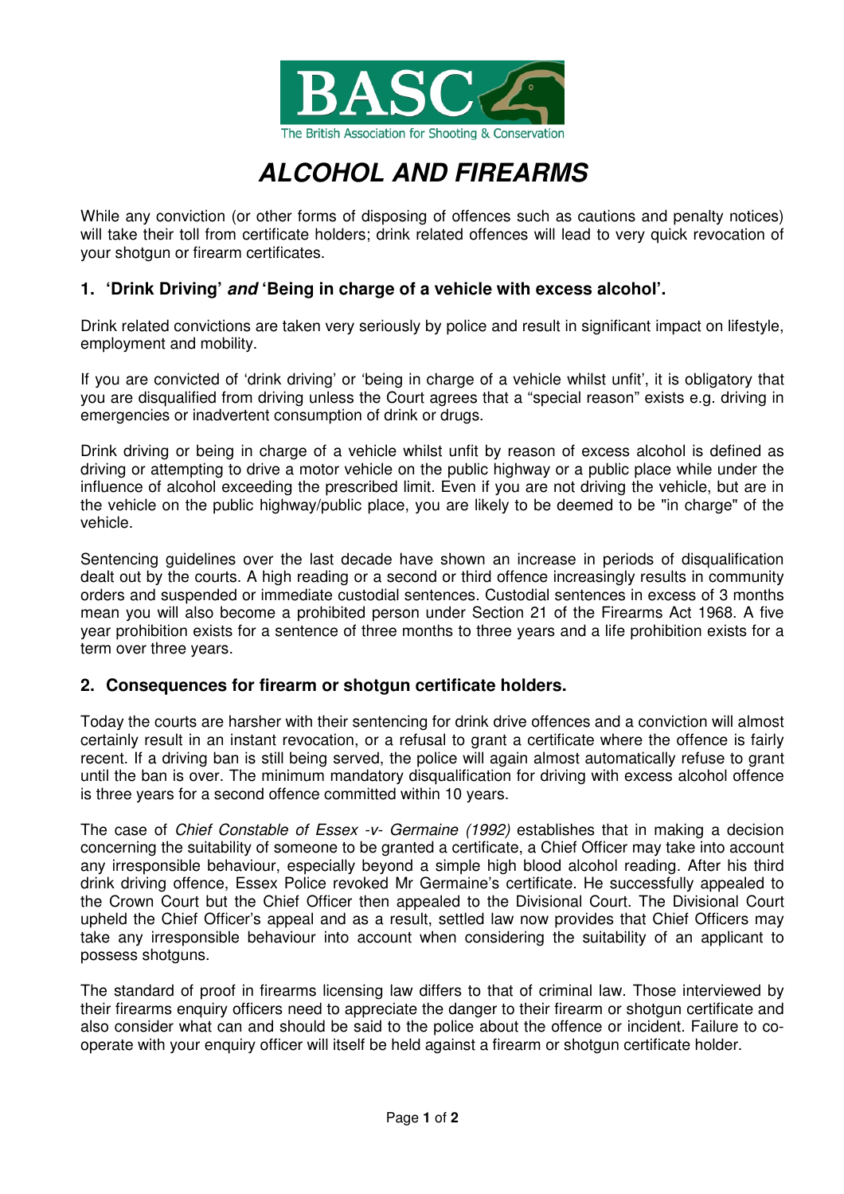BASC

The British Association for Shooting & Conservation

# *ALCOHOL AND FIREARMS*

While any conviction (or other forms of disposing of offences such as cautions and penalty notices) will take their toll from certificate holders; drink related offences will lead to very quick revocation of your shotgun or firearm certificates.

## 1. 'Drink Driving' *and* 'Being in charge of a vehicle with excess alcohol'.

Drink related convictions are taken very seriously by police and result in significant impact on lifestyle, employment and mobility.

If you are convicted of 'drink driving' or 'being in charge of a vehicle whilst unfit', it is obligatory that you are disqualified from driving unless the Court agrees that a "special reason" exists e.g. driving in emergencies or inadvertent consumption of drink or drugs.

Drink driving or being in charge of a vehicle whilst unfit by reason of excess alcohol is defined as driving or attempting to drive a motor vehicle on the public highway or a public place while under the influence of alcohol exceeding the prescribed limit. Even if you are not driving the vehicle, but are in the vehicle on the public highway/public place, you are likely to be deemed to be "in charge" of the vehicle.

Sentencing guidelines over the last decade have shown an increase in periods of disqualification dealt out by the courts. A high reading or a second or third offence increasingly results in community orders and suspended or immediate custodial sentences. Custodial sentences in excess of 3 months mean you will also become a prohibited person under Section 21 of the Firearms Act 1968. A five year prohibition exists for a sentence of three months to three years and a life prohibition exists for a term over three years.

## 2. Consequences for firearm or shotgun certificate holders.

Today the courts are harsher with their sentencing for drink drive offences and a conviction will almost certainly result in an instant revocation, or a refusal to grant a certificate where the offence is fairly recent. If a driving ban is still being served, the police will again almost automatically refuse to grant until the ban is over. The minimum mandatory disqualification for driving with excess alcohol offence is three years for a second offence committed within 10 years.

The case of *Chief Constable of Essex -v- Germaine (1992)* establishes that in making a decision concerning the suitability of someone to be granted a certificate, a Chief Officer may take into account any irresponsible behaviour, especially beyond a simple high blood alcohol reading. After his third drink driving offence, Essex Police revoked Mr Germaine's certificate. He successfully appealed to the Crown Court but the Chief Officer then appealed to the Divisional Court. The Divisional Court upheld the Chief Officer's appeal and as a result, settled law now provides that Chief Officers may take any irresponsible behaviour into account when considering the suitability of an applicant to possess shotguns.

The standard of proof in firearms licensing law differs to that of criminal law. Those interviewed by their firearms enquiry officers need to appreciate the danger to their firearm or shotgun certificate and also consider what can and should be said to the police about the offence or incident. Failure to co-operate with your enquiry officer will itself be held against a firearm or shotgun certificate holder.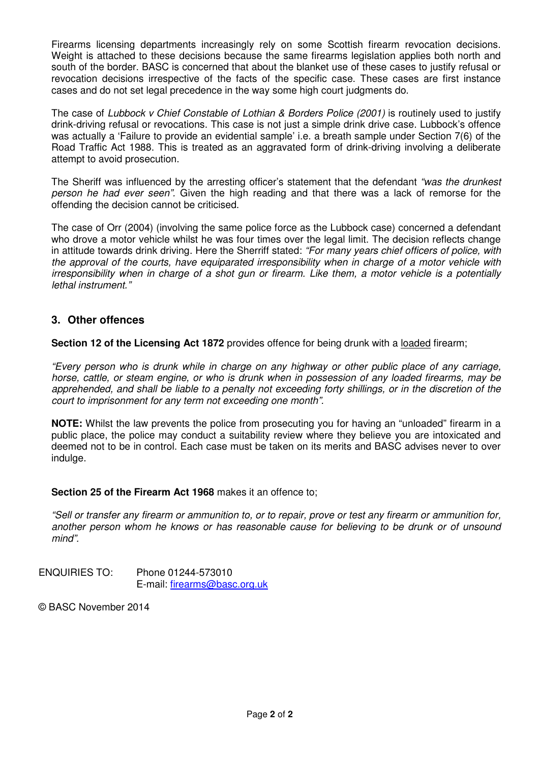Firearms licensing departments increasingly rely on some Scottish firearm revocation decisions. Weight is attached to these decisions because the same firearms legislation applies both north and south of the border. BASC is concerned that about the blanket use of these cases to justify refusal or revocation decisions irrespective of the facts of the specific case. These cases are first instance cases and do not set legal precedence in the way some high court judgments do.

The case of *Lubbock v Chief Constable of Lothian & Borders Police (2001)* is routinely used to justify drink-driving refusal or revocations. This case is not just a simple drink drive case. Lubbock's offence was actually a 'Failure to provide an evidential sample' i.e. a breath sample under Section 7(6) of the Road Traffic Act 1988. This is treated as an aggravated form of drink-driving involving a deliberate attempt to avoid prosecution.

The Sheriff was influenced by the arresting officer's statement that the defendant *"was the drunkest person he had ever seen".* Given the high reading and that there was a lack of remorse for the offending the decision cannot be criticised.

The case of Orr (2004) (involving the same police force as the Lubbock case) concerned a defendant who drove a motor vehicle whilst he was four times over the legal limit. The decision reflects change in attitude towards drink driving. Here the Sherriff stated: *"For many years chief officers of police, with the approval of the courts, have equiparated irresponsibility when in charge of a motor vehicle with irresponsibility when in charge of a shot gun or firearm. Like them, a motor vehicle is a potentially lethal instrument."*

## 3. Other offences

**Section 12 of the Licensing Act 1872** provides offence for being drunk with a loaded firearm;

*"Every person who is drunk while in charge on any highway or other public place of any carriage, horse, cattle, or steam engine, or who is drunk when in possession of any loaded firearms, may be apprehended, and shall be liable to a penalty not exceeding forty shillings, or in the discretion of the court to imprisonment for any term not exceeding one month".*

**NOTE:** Whilst the law prevents the police from prosecuting you for having an "unloaded" firearm in a public place, the police may conduct a suitability review where they believe you are intoxicated and deemed not to be in control. Each case must be taken on its merits and BASC advises never to over indulge.

**Section 25 of the Firearm Act 1968** makes it an offence to;

*"Sell or transfer any firearm or ammunition to, or to repair, prove or test any firearm or ammunition for, another person whom he knows or has reasonable cause for believing to be drunk or of unsound mind".*

ENQUIRIES TO: Phone 01244-573010
E-mail: firearms@basc.org.uk

© BASC November 2014